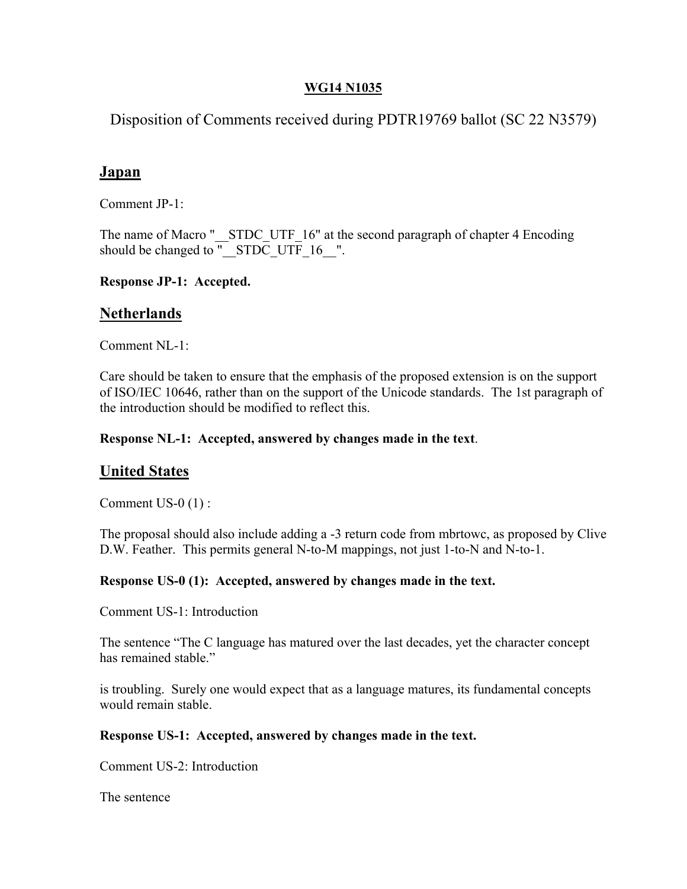**WG14 N1035**

# Disposition of Comments received during PDTR19769 ballot (SC 22 N3579)

## Japan

Comment JP-1:

The name of Macro "__STDC_UTF_16" at the second paragraph of chapter 4 Encoding should be changed to "__STDC_UTF_16__".

**Response JP-1: Accepted.**

## Netherlands

Comment NL-1:

Care should be taken to ensure that the emphasis of the proposed extension is on the support of ISO/IEC 10646, rather than on the support of the Unicode standards. The 1st paragraph of the introduction should be modified to reflect this.

**Response NL-1: Accepted, answered by changes made in the text**.

## United States

Comment US-0 (1) :

The proposal should also include adding a -3 return code from mbrtowc, as proposed by Clive D.W. Feather. This permits general N-to-M mappings, not just 1-to-N and N-to-1.

**Response US-0 (1): Accepted, answered by changes made in the text.**

Comment US-1: Introduction

The sentence "The C language has matured over the last decades, yet the character concept has remained stable."

is troubling. Surely one would expect that as a language matures, its fundamental concepts would remain stable.

**Response US-1: Accepted, answered by changes made in the text.**

Comment US-2: Introduction

The sentence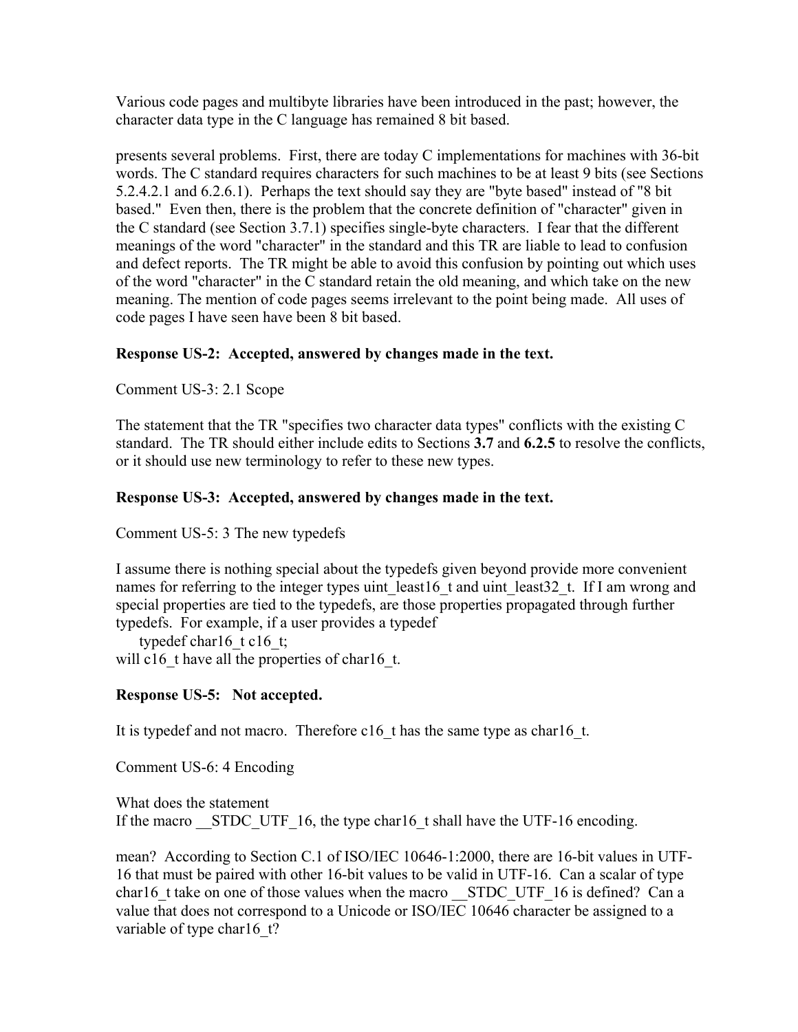Various code pages and multibyte libraries have been introduced in the past; however, the character data type in the C language has remained 8 bit based.

presents several problems. First, there are today C implementations for machines with 36-bit words. The C standard requires characters for such machines to be at least 9 bits (see Sections 5.2.4.2.1 and 6.2.6.1). Perhaps the text should say they are "byte based" instead of "8 bit based." Even then, there is the problem that the concrete definition of "character" given in the C standard (see Section 3.7.1) specifies single-byte characters. I fear that the different meanings of the word "character" in the standard and this TR are liable to lead to confusion and defect reports. The TR might be able to avoid this confusion by pointing out which uses of the word "character" in the C standard retain the old meaning, and which take on the new meaning. The mention of code pages seems irrelevant to the point being made. All uses of code pages I have seen have been 8 bit based.

**Response US-2: Accepted, answered by changes made in the text.**

Comment US-3: 2.1 Scope

The statement that the TR "specifies two character data types" conflicts with the existing C standard. The TR should either include edits to Sections **3.7** and **6.2.5** to resolve the conflicts, or it should use new terminology to refer to these new types.

**Response US-3: Accepted, answered by changes made in the text.**

Comment US-5: 3 The new typedefs

I assume there is nothing special about the typedefs given beyond provide more convenient names for referring to the integer types uint_least16_t and uint_least32_t. If I am wrong and special properties are tied to the typedefs, are those properties propagated through further typedefs. For example, if a user provides a typedef

```
typedef char16_t c16_t;
```

will c16_t have all the properties of char16_t.

**Response US-5: Not accepted.**

It is typedef and not macro. Therefore c16_t has the same type as char16_t.

Comment US-6: 4 Encoding

What does the statement
If the macro __STDC_UTF_16, the type char16_t shall have the UTF-16 encoding.

mean? According to Section C.1 of ISO/IEC 10646-1:2000, there are 16-bit values in UTF-16 that must be paired with other 16-bit values to be valid in UTF-16. Can a scalar of type char16_t take on one of those values when the macro __STDC_UTF_16 is defined? Can a value that does not correspond to a Unicode or ISO/IEC 10646 character be assigned to a variable of type char16_t?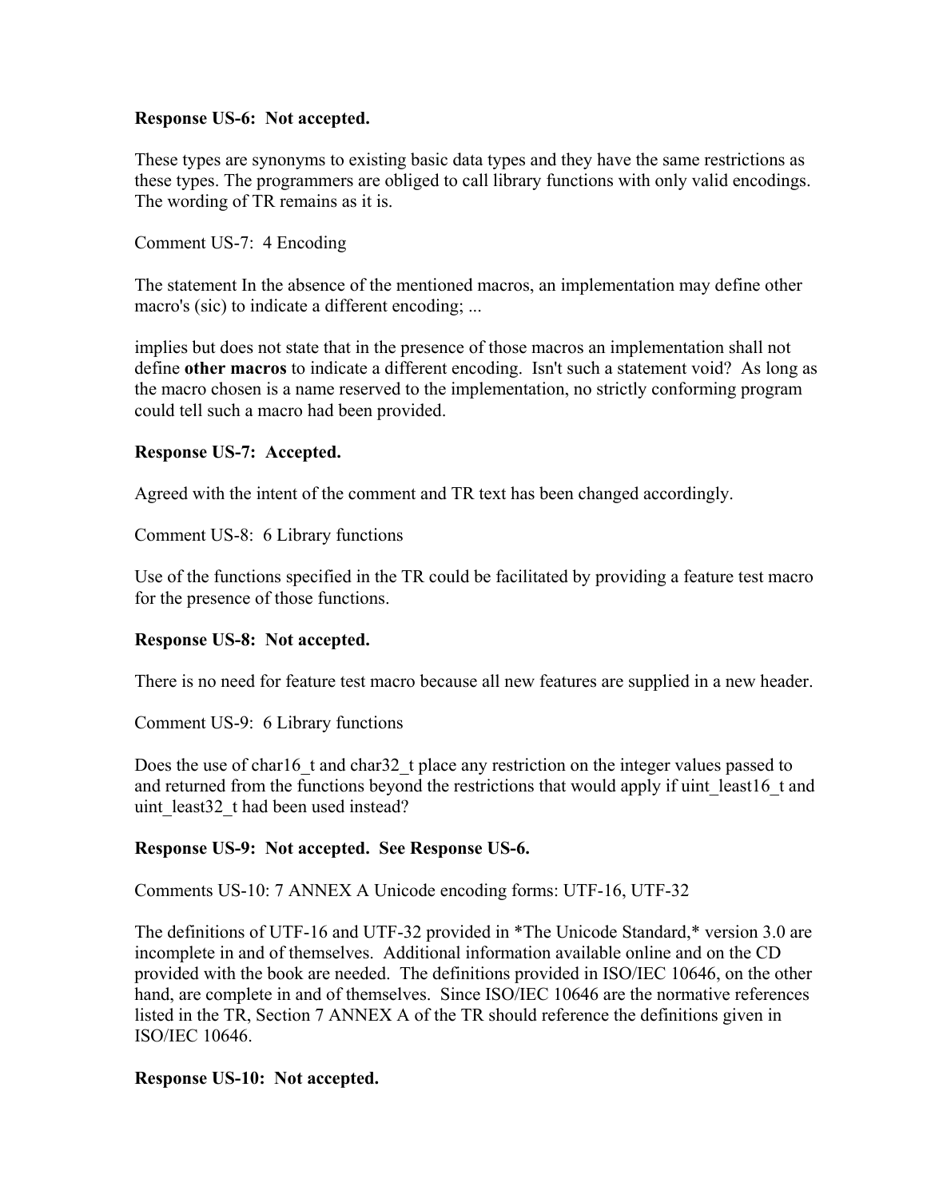**Response US-6: Not accepted.**

These types are synonyms to existing basic data types and they have the same restrictions as these types. The programmers are obliged to call library functions with only valid encodings. The wording of TR remains as it is.

Comment US-7: 4 Encoding

The statement In the absence of the mentioned macros, an implementation may define other macro's (sic) to indicate a different encoding; ...

implies but does not state that in the presence of those macros an implementation shall not define **other macros** to indicate a different encoding. Isn't such a statement void? As long as the macro chosen is a name reserved to the implementation, no strictly conforming program could tell such a macro had been provided.

**Response US-7: Accepted.**

Agreed with the intent of the comment and TR text has been changed accordingly.

Comment US-8: 6 Library functions

Use of the functions specified in the TR could be facilitated by providing a feature test macro for the presence of those functions.

**Response US-8: Not accepted.**

There is no need for feature test macro because all new features are supplied in a new header.

Comment US-9: 6 Library functions

Does the use of char16_t and char32_t place any restriction on the integer values passed to and returned from the functions beyond the restrictions that would apply if uint_least16_t and uint_least32_t had been used instead?

**Response US-9: Not accepted. See Response US-6.**

Comments US-10: 7 ANNEX A Unicode encoding forms: UTF-16, UTF-32

The definitions of UTF-16 and UTF-32 provided in *The Unicode Standard,* version 3.0 are incomplete in and of themselves. Additional information available online and on the CD provided with the book are needed. The definitions provided in ISO/IEC 10646, on the other hand, are complete in and of themselves. Since ISO/IEC 10646 are the normative references listed in the TR, Section 7 ANNEX A of the TR should reference the definitions given in ISO/IEC 10646.

**Response US-10: Not accepted.**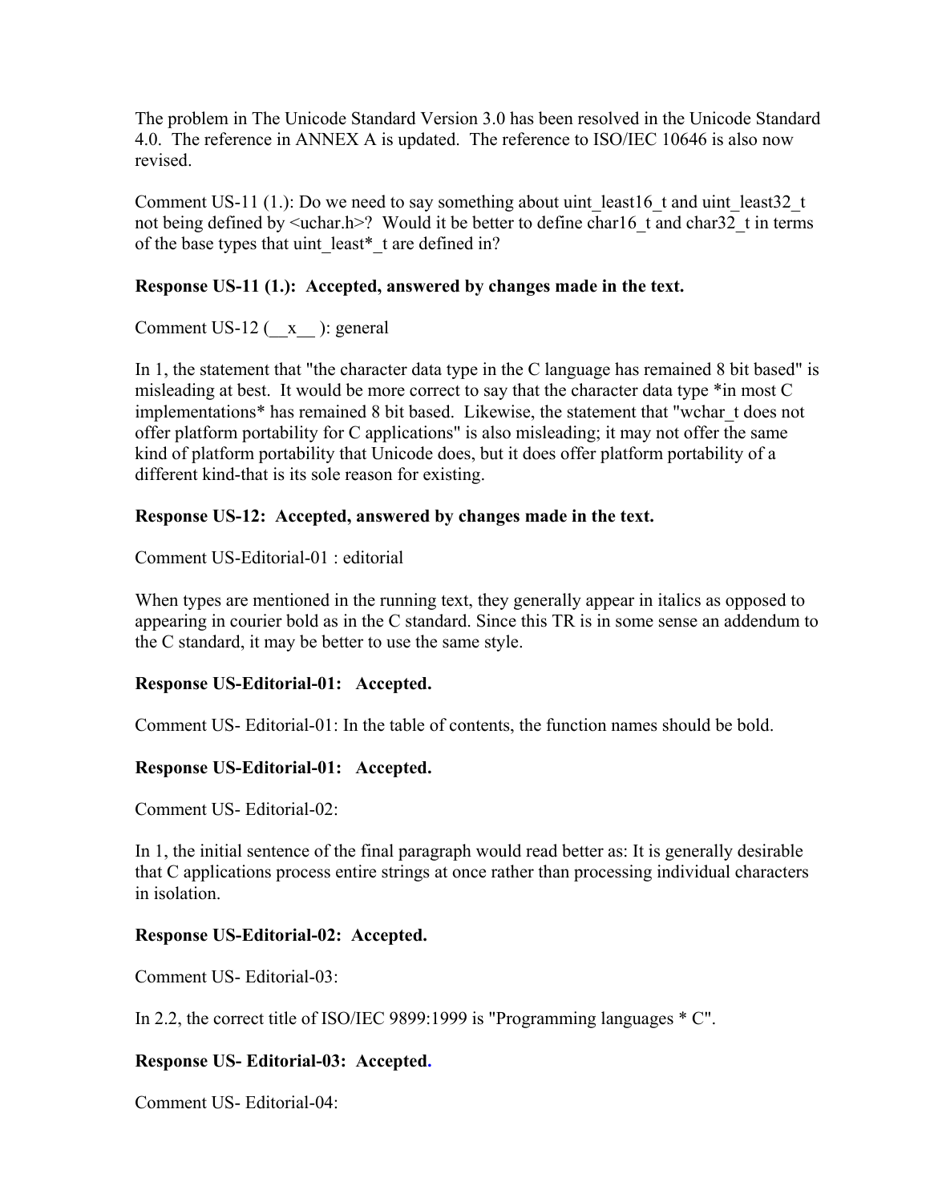The problem in The Unicode Standard Version 3.0 has been resolved in the Unicode Standard 4.0. The reference in ANNEX A is updated. The reference to ISO/IEC 10646 is also now revised.

Comment US-11 (1.): Do we need to say something about uint_least16_t and uint_least32_t not being defined by <uchar.h>? Would it be better to define char16_t and char32_t in terms of the base types that uint_least*_t are defined in?

**Response US-11 (1.): Accepted, answered by changes made in the text.**

Comment US-12 (__x__ ): general

In 1, the statement that "the character data type in the C language has remained 8 bit based" is misleading at best. It would be more correct to say that the character data type *in most C implementations* has remained 8 bit based. Likewise, the statement that "wchar_t does not offer platform portability for C applications" is also misleading; it may not offer the same kind of platform portability that Unicode does, but it does offer platform portability of a different kind-that is its sole reason for existing.

**Response US-12: Accepted, answered by changes made in the text.**

Comment US-Editorial-01 : editorial

When types are mentioned in the running text, they generally appear in italics as opposed to appearing in courier bold as in the C standard. Since this TR is in some sense an addendum to the C standard, it may be better to use the same style.

**Response US-Editorial-01: Accepted.**

Comment US- Editorial-01: In the table of contents, the function names should be bold.

**Response US-Editorial-01: Accepted.**

Comment US- Editorial-02:

In 1, the initial sentence of the final paragraph would read better as: It is generally desirable that C applications process entire strings at once rather than processing individual characters in isolation.

**Response US-Editorial-02: Accepted.**

Comment US- Editorial-03:

In 2.2, the correct title of ISO/IEC 9899:1999 is "Programming languages * C".

**Response US- Editorial-03: Accepted.**

Comment US- Editorial-04: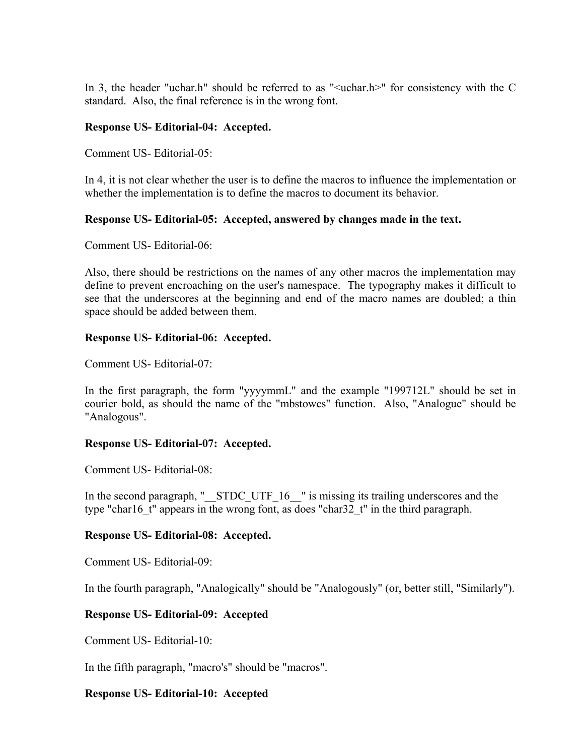In 3, the header "uchar.h" should be referred to as "<uchar.h>" for consistency with the C standard. Also, the final reference is in the wrong font.

**Response US- Editorial-04: Accepted.**

Comment US- Editorial-05:

In 4, it is not clear whether the user is to define the macros to influence the implementation or whether the implementation is to define the macros to document its behavior.

**Response US- Editorial-05: Accepted, answered by changes made in the text.**

Comment US- Editorial-06:

Also, there should be restrictions on the names of any other macros the implementation may define to prevent encroaching on the user's namespace. The typography makes it difficult to see that the underscores at the beginning and end of the macro names are doubled; a thin space should be added between them.

**Response US- Editorial-06: Accepted.**

Comment US- Editorial-07:

In the first paragraph, the form "yyyymmL" and the example "199712L" should be set in courier bold, as should the name of the "mbstowcs" function. Also, "Analogue" should be "Analogous".

**Response US- Editorial-07: Accepted.**

Comment US- Editorial-08:

In the second paragraph, "__STDC_UTF_16__" is missing its trailing underscores and the type "char16_t" appears in the wrong font, as does "char32_t" in the third paragraph.

**Response US- Editorial-08: Accepted.**

Comment US- Editorial-09:

In the fourth paragraph, "Analogically" should be "Analogously" (or, better still, "Similarly").

**Response US- Editorial-09: Accepted**

Comment US- Editorial-10:

In the fifth paragraph, "macro's" should be "macros".

**Response US- Editorial-10: Accepted**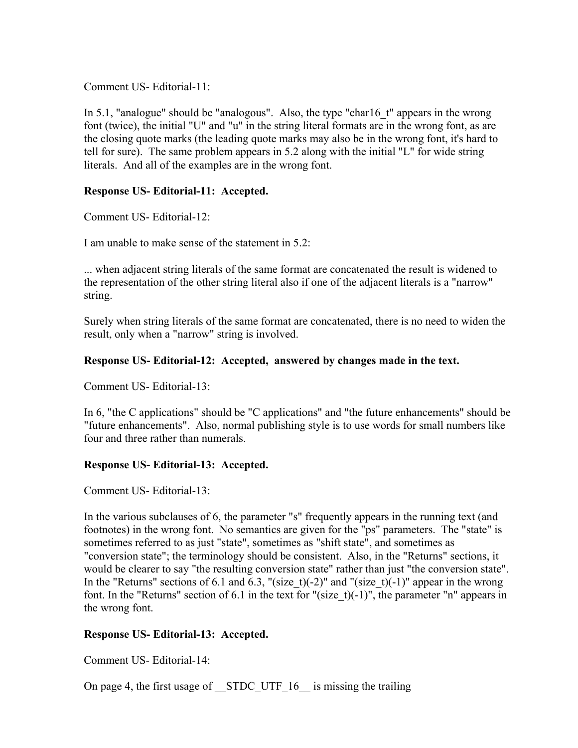Comment US- Editorial-11:

In 5.1, "analogue" should be "analogous". Also, the type "char16_t" appears in the wrong font (twice), the initial "U" and "u" in the string literal formats are in the wrong font, as are the closing quote marks (the leading quote marks may also be in the wrong font, it's hard to tell for sure). The same problem appears in 5.2 along with the initial "L" for wide string literals. And all of the examples are in the wrong font.

**Response US- Editorial-11: Accepted.**

Comment US- Editorial-12:

I am unable to make sense of the statement in 5.2:

... when adjacent string literals of the same format are concatenated the result is widened to the representation of the other string literal also if one of the adjacent literals is a "narrow" string.

Surely when string literals of the same format are concatenated, there is no need to widen the result, only when a "narrow" string is involved.

**Response US- Editorial-12: Accepted, answered by changes made in the text.**

Comment US- Editorial-13:

In 6, "the C applications" should be "C applications" and "the future enhancements" should be "future enhancements". Also, normal publishing style is to use words for small numbers like four and three rather than numerals.

**Response US- Editorial-13: Accepted.**

Comment US- Editorial-13:

In the various subclauses of 6, the parameter "s" frequently appears in the running text (and footnotes) in the wrong font. No semantics are given for the "ps" parameters. The "state" is sometimes referred to as just "state", sometimes as "shift state", and sometimes as "conversion state"; the terminology should be consistent. Also, in the "Returns" sections, it would be clearer to say "the resulting conversion state" rather than just "the conversion state". In the "Returns" sections of 6.1 and 6.3, "(size_t)(-2)" and "(size_t)(-1)" appear in the wrong font. In the "Returns" section of 6.1 in the text for "(size_t)(-1)", the parameter "n" appears in the wrong font.

**Response US- Editorial-13: Accepted.**

Comment US- Editorial-14:

On page 4, the first usage of __STDC_UTF_16__ is missing the trailing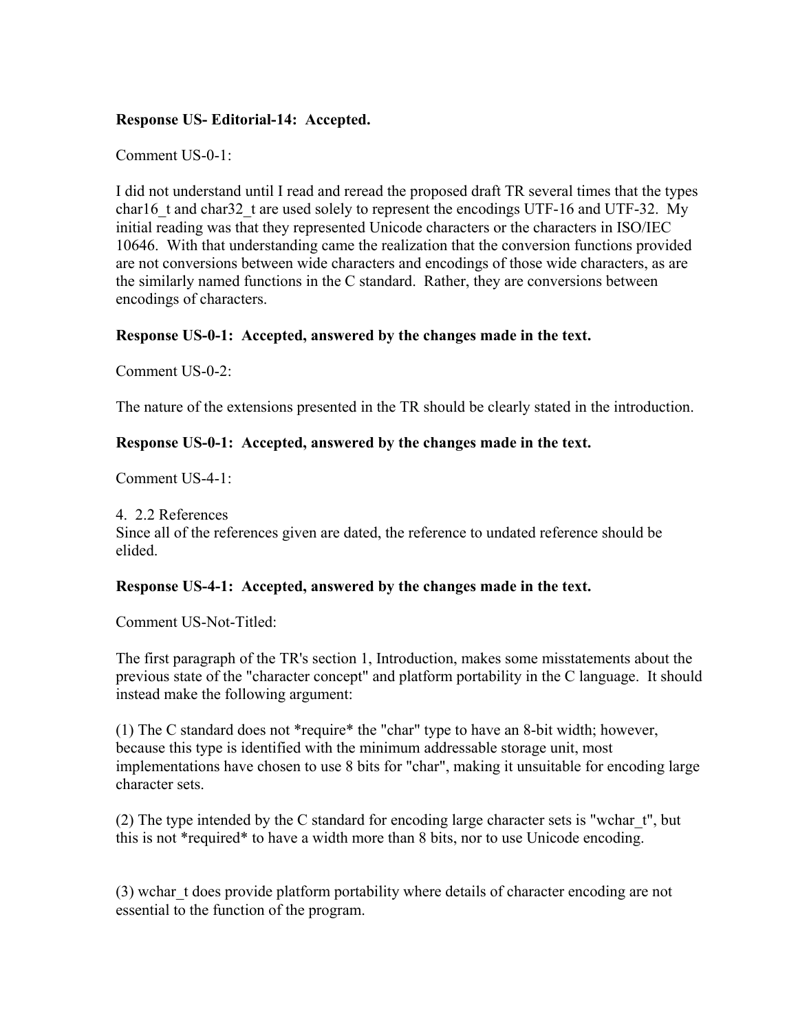**Response US- Editorial-14: Accepted.**

Comment US-0-1:

I did not understand until I read and reread the proposed draft TR several times that the types char16_t and char32_t are used solely to represent the encodings UTF-16 and UTF-32. My initial reading was that they represented Unicode characters or the characters in ISO/IEC 10646. With that understanding came the realization that the conversion functions provided are not conversions between wide characters and encodings of those wide characters, as are the similarly named functions in the C standard. Rather, they are conversions between encodings of characters.

**Response US-0-1: Accepted, answered by the changes made in the text.**

Comment US-0-2:

The nature of the extensions presented in the TR should be clearly stated in the introduction.

**Response US-0-1: Accepted, answered by the changes made in the text.**

Comment US-4-1:

4. 2.2 References
Since all of the references given are dated, the reference to undated reference should be elided.

**Response US-4-1: Accepted, answered by the changes made in the text.**

Comment US-Not-Titled:

The first paragraph of the TR's section 1, Introduction, makes some misstatements about the previous state of the "character concept" and platform portability in the C language. It should instead make the following argument:

(1) The C standard does not *require* the "char" type to have an 8-bit width; however, because this type is identified with the minimum addressable storage unit, most implementations have chosen to use 8 bits for "char", making it unsuitable for encoding large character sets.

(2) The type intended by the C standard for encoding large character sets is "wchar_t", but this is not *required* to have a width more than 8 bits, nor to use Unicode encoding.

(3) wchar_t does provide platform portability where details of character encoding are not essential to the function of the program.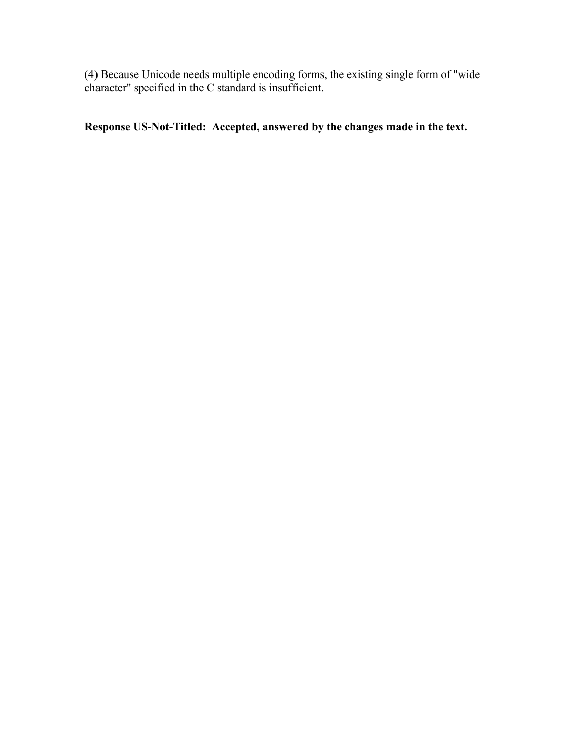(4) Because Unicode needs multiple encoding forms, the existing single form of "wide character" specified in the C standard is insufficient.

**Response US-Not-Titled:  Accepted, answered by the changes made in the text.**